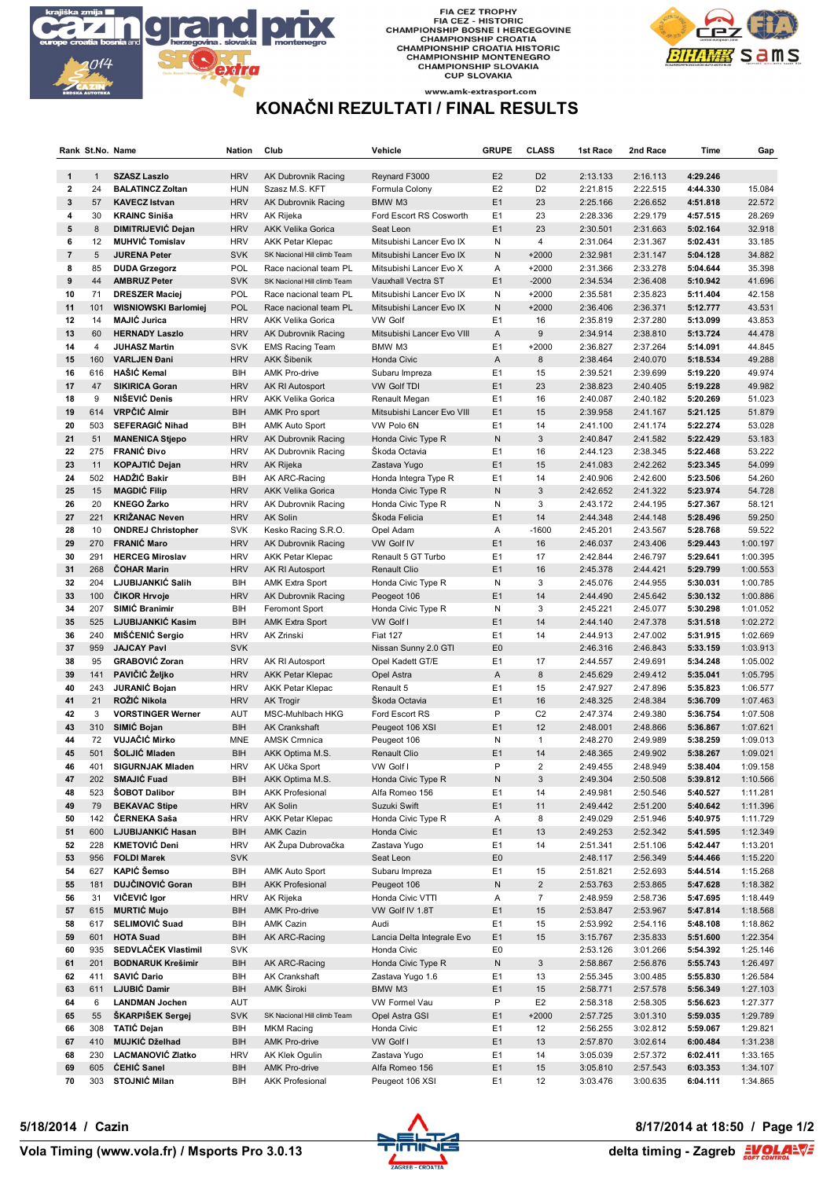FIA CEZ TROPHY
FIA CEZ - HISTORIC
CHAMPIONSHIP BOSNE I HERCEGOVINE
CHAMPIONSHIP CROATIA
CHAMPIONSHIP CROATIA HISTORIC
CHAMPIONSHIP MONTENEGRO
CHAMPIONSHIP SLOVAKIA
CUP SLOVAKIA

www.amk-extrasport.com

# KONAČNI REZULTATI / FINAL RESULTS

| Rank | St.No. | Name | Nation | Club | Vehicle | GRUPE | CLASS | 1st Race | 2nd Race | Time | Gap |
|---|---|---|---|---|---|---|---|---|---|---|---|
| 1 | 1 | SZASZ Laszlo | HRV | AK Dubrovnik Racing | Reynard F3000 | E2 | D2 | 2:13.133 | 2:16.113 | 4:29.246 | |
| 2 | 24 | BALATINCZ Zoltan | HUN | Szasz M.S. KFT | Formula Colony | E2 | D2 | 2:21.815 | 2:22.515 | 4:44.330 | 15.084 |
| 3 | 57 | KAVECZ Istvan | HRV | AK Dubrovnik Racing | BMW M3 | E1 | 23 | 2:25.166 | 2:26.652 | 4:51.818 | 22.572 |
| 4 | 30 | KRAINC Siniša | HRV | AK Rijeka | Ford Escort RS Cosworth | E1 | 23 | 2:28.336 | 2:29.179 | 4:57.515 | 28.269 |
| 5 | 8 | DIMITRIJEVIĆ Dejan | HRV | AKK Velika Gorica | Seat Leon | E1 | 23 | 2:30.501 | 2:31.663 | 5:02.164 | 32.918 |
| 6 | 12 | MUHVIĆ Tomislav | HRV | AKK Petar Klepac | Mitsubishi Lancer Evo IX | N | 4 | 2:31.064 | 2:31.367 | 5:02.431 | 33.185 |
| 7 | 5 | JURENA Peter | SVK | SK Nacional Hill climb Team | Mitsubishi Lancer Evo IX | N | +2000 | 2:32.981 | 2:31.147 | 5:04.128 | 34.882 |
| 8 | 85 | DUDA Grzegorz | POL | Race nacional team PL | Mitsubishi Lancer Evo X | A | +2000 | 2:31.366 | 2:33.278 | 5:04.644 | 35.398 |
| 9 | 44 | AMBRUZ Peter | SVK | SK Nacional Hill climb Team | Vauxhall Vectra ST | E1 | -2000 | 2:34.534 | 2:36.408 | 5:10.942 | 41.696 |
| 10 | 71 | DRESZER Maciej | POL | Race nacional team PL | Mitsubishi Lancer Evo IX | N | +2000 | 2:35.581 | 2:35.823 | 5:11.404 | 42.158 |
| 11 | 101 | WISNIOWSKI Barlomiej | POL | Race nacional team PL | Mitsubishi Lancer Evo IX | N | +2000 | 2:36.406 | 2:36.371 | 5:12.777 | 43.531 |
| 12 | 14 | MAJIĆ Jurica | HRV | AKK Velika Gorica | VW Golf | E1 | 16 | 2:35.819 | 2:37.280 | 5:13.099 | 43.853 |
| 13 | 60 | HERNADY Laszlo | HRV | AK Dubrovnik Racing | Mitsubishi Lancer Evo VIII | A | 9 | 2:34.914 | 2:38.810 | 5:13.724 | 44.478 |
| 14 | 4 | JUHASZ Martin | SVK | EMS Racing Team | BMW M3 | E1 | +2000 | 2:36.827 | 2:37.264 | 5:14.091 | 44.845 |
| 15 | 160 | VARLJEN Đani | HRV | AKK Šibenik | Honda Civic | A | 8 | 2:38.464 | 2:40.070 | 5:18.534 | 49.288 |
| 16 | 616 | HAŠIĆ Kemal | BIH | AMK Pro-drive | Subaru Impreza | E1 | 15 | 2:39.521 | 2:39.699 | 5:19.220 | 49.974 |
| 17 | 47 | SIKIRICA Goran | HRV | AK RI Autosport | VW Golf TDI | E1 | 23 | 2:38.823 | 2:40.405 | 5:19.228 | 49.982 |
| 18 | 9 | NIŠEVIĆ Denis | HRV | AKK Velika Gorica | Renault Megan | E1 | 16 | 2:40.087 | 2:40.182 | 5:20.269 | 51.023 |
| 19 | 614 | VRPČIĆ Almir | BIH | AMK Pro sport | Mitsubishi Lancer Evo VIII | E1 | 15 | 2:39.958 | 2:41.167 | 5:21.125 | 51.879 |
| 20 | 503 | SEFERAGIĆ Nihad | BIH | AMK Auto Sport | VW Polo 6N | E1 | 14 | 2:41.100 | 2:41.174 | 5:22.274 | 53.028 |
| 21 | 51 | MANENICA Stjepo | HRV | AK Dubrovnik Racing | Honda Civic Type R | N | 3 | 2:40.847 | 2:41.582 | 5:22.429 | 53.183 |
| 22 | 275 | FRANIĆ Đivo | HRV | AK Dubrovnik Racing | Škoda Octavia | E1 | 16 | 2:44.123 | 2:38.345 | 5:22.468 | 53.222 |
| 23 | 11 | KOPAJTIĆ Dejan | HRV | AK Rijeka | Zastava Yugo | E1 | 15 | 2:41.083 | 2:42.262 | 5:23.345 | 54.099 |
| 24 | 502 | HADŽIĆ Bakir | BIH | AK ARC-Racing | Honda Integra Type R | E1 | 14 | 2:40.906 | 2:42.600 | 5:23.506 | 54.260 |
| 25 | 15 | MAGDIĆ Filip | HRV | AKK Velika Gorica | Honda Civic Type R | N | 3 | 2:42.652 | 2:41.322 | 5:23.974 | 54.728 |
| 26 | 20 | KNEGO Žarko | HRV | AK Dubrovnik Racing | Honda Civic Type R | N | 3 | 2:43.172 | 2:44.195 | 5:27.367 | 58.121 |
| 27 | 221 | KRIŽANAC Neven | HRV | AK Solin | Škoda Felicia | E1 | 14 | 2:44.348 | 2:44.148 | 5:28.496 | 59.250 |
| 28 | 10 | ONDREJ Christopher | SVK | Kesko Racing S.R.O. | Opel Adam | A | -1600 | 2:45.201 | 2:43.567 | 5:28.768 | 59.522 |
| 29 | 270 | FRANIĆ Maro | HRV | AK Dubrovnik Racing | VW Golf IV | E1 | 16 | 2:46.037 | 2:43.406 | 5:29.443 | 1:00.197 |
| 30 | 291 | HERCEG Miroslav | HRV | AKK Petar Klepac | Renault 5 GT Turbo | E1 | 17 | 2:42.844 | 2:46.797 | 5:29.641 | 1:00.395 |
| 31 | 268 | ČOHAR Marin | HRV | AK RI Autosport | Renault Clio | E1 | 16 | 2:45.378 | 2:44.421 | 5:29.799 | 1:00.553 |
| 32 | 204 | LJUBIJANKIĆ Salih | BIH | AMK Extra Sport | Honda Civic Type R | N | 3 | 2:45.076 | 2:44.955 | 5:30.031 | 1:00.785 |
| 33 | 100 | ČIKOR Hrvoje | HRV | AK Dubrovnik Racing | Peogeot 106 | E1 | 14 | 2:44.490 | 2:45.642 | 5:30.132 | 1:00.886 |
| 34 | 207 | SIMIĆ Branimir | BIH | Feromont Sport | Honda Civic Type R | N | 3 | 2:45.221 | 2:45.077 | 5:30.298 | 1:01.052 |
| 35 | 525 | LJUBIJANKIĆ Kasim | BIH | AMK Extra Sport | VW Golf I | E1 | 14 | 2:44.140 | 2:47.378 | 5:31.518 | 1:02.272 |
| 36 | 240 | MIŠĆENIĆ Sergio | HRV | AK Zrinski | Fiat 127 | E1 | 14 | 2:44.913 | 2:47.002 | 5:31.915 | 1:02.669 |
| 37 | 959 | JAJCAY Pavl | SVK | | Nissan Sunny 2.0 GTI | E0 | | 2:46.316 | 2:46.843 | 5:33.159 | 1:03.913 |
| 38 | 95 | GRABOVIĆ Zoran | HRV | AK RI Autosport | Opel Kadett GT/E | E1 | 17 | 2:44.557 | 2:49.691 | 5:34.248 | 1:05.002 |
| 39 | 141 | PAVIČIĆ Željko | HRV | AKK Petar Klepac | Opel Astra | A | 8 | 2:45.629 | 2:49.412 | 5:35.041 | 1:05.795 |
| 40 | 243 | JURANIĆ Bojan | HRV | AKK Petar Klepac | Renault 5 | E1 | 15 | 2:47.927 | 2:47.896 | 5:35.823 | 1:06.577 |
| 41 | 21 | ROŽIĆ Nikola | HRV | AK Trogir | Škoda Octavia | E1 | 16 | 2:48.325 | 2:48.384 | 5:36.709 | 1:07.463 |
| 42 | 3 | VORSTINGER Werner | AUT | MSC-Muhlbach HKG | Ford Escort RS | P | C2 | 2:47.374 | 2:49.380 | 5:36.754 | 1:07.508 |
| 43 | 310 | SIMIĆ Bojan | BIH | AK Crankshaft | Peugeot 106 XSI | E1 | 12 | 2:48.001 | 2:48.866 | 5:36.867 | 1:07.621 |
| 44 | 72 | VUJAČIĆ Mirko | MNE | AMSK Crmnica | Peugeot 106 | N | 1 | 2:48.270 | 2:49.989 | 5:38.259 | 1:09.013 |
| 45 | 501 | ŠOLJIĆ Mladen | BIH | AKK Optima M.S. | Renault Clio | E1 | 14 | 2:48.365 | 2:49.902 | 5:38.267 | 1:09.021 |
| 46 | 401 | SIGURNJAK Mladen | HRV | AK Učka Sport | VW Golf I | P | 2 | 2:49.455 | 2:48.949 | 5:38.404 | 1:09.158 |
| 47 | 202 | SMAJIĆ Fuad | BIH | AKK Optima M.S. | Honda Civic Type R | N | 3 | 2:49.304 | 2:50.508 | 5:39.812 | 1:10.566 |
| 48 | 523 | ŠOBOT Dalibor | BIH | AKK Profesional | Alfa Romeo 156 | E1 | 14 | 2:49.981 | 2:50.546 | 5:40.527 | 1:11.281 |
| 49 | 79 | BEKAVAC Stipe | HRV | AK Solin | Suzuki Swift | E1 | 11 | 2:49.442 | 2:51.200 | 5:40.642 | 1:11.396 |
| 50 | 142 | ČERNEKA Saša | HRV | AKK Petar Klepac | Honda Civic Type R | A | 8 | 2:49.029 | 2:51.946 | 5:40.975 | 1:11.729 |
| 51 | 600 | LJUBIJANKIĆ Hasan | BIH | AMK Cazin | Honda Civic | E1 | 13 | 2:49.253 | 2:52.342 | 5:41.595 | 1:12.349 |
| 52 | 228 | KMETOVIĆ Deni | HRV | AK Župa Dubrovačka | Zastava Yugo | E1 | 14 | 2:51.341 | 2:51.106 | 5:42.447 | 1:13.201 |
| 53 | 956 | FOLDI Marek | SVK | | Seat Leon | E0 | | 2:48.117 | 2:56.349 | 5:44.466 | 1:15.220 |
| 54 | 627 | KAPIĆ Šemso | BIH | AMK Auto Sport | Subaru Impreza | E1 | 15 | 2:51.821 | 2:52.693 | 5:44.514 | 1:15.268 |
| 55 | 181 | DUJČINOVIĆ Goran | BIH | AKK Profesional | Peugeot 106 | N | 2 | 2:53.763 | 2:53.865 | 5:47.628 | 1:18.382 |
| 56 | 31 | VIČEVIĆ Igor | HRV | AK Rijeka | Honda Civic VTTI | A | 7 | 2:48.959 | 2:58.736 | 5:47.695 | 1:18.449 |
| 57 | 615 | MURTIĆ Mujo | BIH | AMK Pro-drive | VW Golf IV 1.8T | E1 | 15 | 2:53.847 | 2:53.967 | 5:47.814 | 1:18.568 |
| 58 | 617 | SELIMOVIĆ Suad | BIH | AMK Cazin | Audi | E1 | 15 | 2:53.992 | 2:54.116 | 5:48.108 | 1:18.862 |
| 59 | 601 | HOTA Suad | BIH | AK ARC-Racing | Lancia Delta Integrale Evo | E1 | 15 | 3:15.767 | 2:35.833 | 5:51.600 | 1:22.354 |
| 60 | 935 | SEDVLAČEK Vlastimil | SVK | | Honda Civic | E0 | | 2:53.126 | 3:01.266 | 5:54.392 | 1:25.146 |
| 61 | 201 | BODNARUK Krešimir | BIH | AK ARC-Racing | Honda Civic Type R | N | 3 | 2:58.867 | 2:56.876 | 5:55.743 | 1:26.497 |
| 62 | 411 | SAVIĆ Dario | BIH | AK Crankshaft | Zastava Yugo 1.6 | E1 | 13 | 2:55.345 | 3:00.485 | 5:55.830 | 1:26.584 |
| 63 | 611 | LJUBIĆ Damir | BIH | AMK Široki | BMW M3 | E1 | 15 | 2:58.771 | 2:57.578 | 5:56.349 | 1:27.103 |
| 64 | 6 | LANDMAN Jochen | AUT | | VW Formel Vau | P | E2 | 2:58.318 | 2:58.305 | 5:56.623 | 1:27.377 |
| 65 | 55 | ŠKARPIŠEK Sergej | SVK | SK Nacional Hill climb Team | Opel Astra GSI | E1 | +2000 | 2:57.725 | 3:01.310 | 5:59.035 | 1:29.789 |
| 66 | 308 | TATIĆ Dejan | BIH | MKM Racing | Honda Civic | E1 | 12 | 2:56.255 | 3:02.812 | 5:59.067 | 1:29.821 |
| 67 | 410 | MUJKIĆ Dželhad | BIH | AMK Pro-drive | VW Golf I | E1 | 13 | 2:57.870 | 3:02.614 | 6:00.484 | 1:31.238 |
| 68 | 230 | LACMANOVIĆ Zlatko | HRV | AK Klek Ogulin | Zastava Yugo | E1 | 14 | 3:05.039 | 2:57.372 | 6:02.411 | 1:33.165 |
| 69 | 605 | ĆEHIĆ Sanel | BIH | AMK Pro-drive | Alfa Romeo 156 | E1 | 15 | 3:05.810 | 2:57.543 | 6:03.353 | 1:34.107 |
| 70 | 303 | STOJNIĆ Milan | BIH | AKK Profesional | Peugeot 106 XSI | E1 | 12 | 3:03.476 | 3:00.635 | 6:04.111 | 1:34.865 |

5/18/2014 / Cazin

Vola Timing (www.vola.fr) / Msports Pro 3.0.13

8/17/2014 at 18:50

delta timing - Zagreb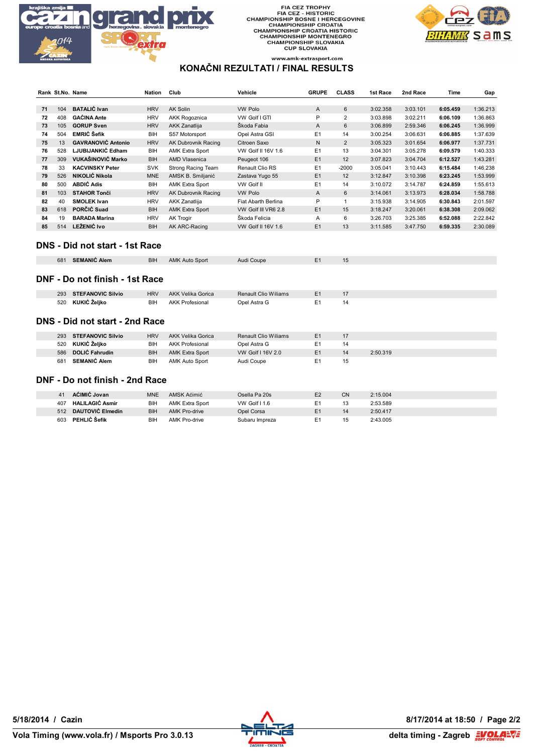FIA CEZ TROPHY
FIA CEZ - HISTORIC
CHAMPIONSHIP BOSNE I HERCEGOVINE
CHAMPIONSHIP CROATIA
CHAMPIONSHIP CROATIA HISTORIC
CHAMPIONSHIP MONTENEGRO
CHAMPIONSHIP SLOVAKIA
CUP SLOVAKIA

www.amk-extrasport.com

## KONAČNI REZULTATI / FINAL RESULTS

| Rank | St.No. | Name | Nation | Club | Vehicle | GRUPE | CLASS | 1st Race | 2nd Race | Time | Gap |
|---|---|---|---|---|---|---|---|---|---|---|---|
| 71 | 104 | **BATALIĆ Ivan** | HRV | AK Solin | VW Polo | A | 6 | 3:02.358 | 3:03.101 | **6:05.459** | 1:36.213 |
| 72 | 408 | **GAĆINA Ante** | HRV | AKK Rogoznica | VW Golf I GTI | P | 2 | 3:03.898 | 3:02.211 | **6:06.109** | 1:36.863 |
| 73 | 105 | **GORUP Sven** | HRV | AKK Zanatlija | Škoda Fabia | A | 6 | 3:06.899 | 2:59.346 | **6:06.245** | 1:36.999 |
| 74 | 504 | **EMRIĆ Šefik** | BIH | S57 Motorsport | Opel Astra GSI | E1 | 14 | 3:00.254 | 3:06.631 | **6:06.885** | 1:37.639 |
| 75 | 13 | **GAVRANOVIĆ Antonio** | HRV | AK Dubrovnik Racing | Citroen Saxo | N | 2 | 3:05.323 | 3:01.654 | **6:06.977** | 1:37.731 |
| 76 | 528 | **LJUBIJANKIĆ Edham** | BIH | AMK Extra Sport | VW Golf II 16V 1.6 | E1 | 13 | 3:04.301 | 3:05.278 | **6:09.579** | 1:40.333 |
| 77 | 309 | **VUKAŠINOVIĆ Marko** | BIH | AMD Vlasenica | Peugeot 106 | E1 | 12 | 3:07.823 | 3:04.704 | **6:12.527** | 1:43.281 |
| 78 | 33 | **KACVINSKY Peter** | SVK | Strong Racing Team | Renault Clio RS | E1 | -2000 | 3:05.041 | 3:10.443 | **6:15.484** | 1:46.238 |
| 79 | 526 | **NIKOLIĆ Nikola** | MNE | AMSK B. Smiljanić | Zastava Yugo 55 | E1 | 12 | 3:12.847 | 3:10.398 | **6:23.245** | 1:53.999 |
| 80 | 500 | **ABDIĆ Adis** | BIH | AMK Extra Sport | VW Golf II | E1 | 14 | 3:10.072 | 3:14.787 | **6:24.859** | 1:55.613 |
| 81 | 103 | **STAHOR Tonči** | HRV | AK Dubrovnik Racing | VW Polo | A | 6 | 3:14.061 | 3:13.973 | **6:28.034** | 1:58.788 |
| 82 | 40 | **SMOLEK Ivan** | HRV | AKK Zanatlija | Fiat Abarth Berlina | P | 1 | 3:15.938 | 3:14.905 | **6:30.843** | 2:01.597 |
| 83 | 618 | **PORČIĆ Suad** | BIH | AMK Extra Sport | VW Golf III VR6 2.8 | E1 | 15 | 3:18.247 | 3:20.061 | **6:38.308** | 2:09.062 |
| 84 | 19 | **BARADA Marina** | HRV | AK Trogir | Škoda Felicia | A | 6 | 3:26.703 | 3:25.385 | **6:52.088** | 2:22.842 |
| 85 | 514 | **LEŽENIĆ Ivo** | BIH | AK ARC-Racing | VW Golf II 16V 1.6 | E1 | 13 | 3:11.585 | 3:47.750 | **6:59.335** | 2:30.089 |

## DNS - Did not start - 1st Race

| | St.No. | Name | Nation | Club | Vehicle | GRUPE | CLASS | 1st Race |
|---|---|---|---|---|---|---|---|---|
| | 681 | **SEMANIĆ Alem** | BIH | AMK Auto Sport | Audi Coupe | E1 | 15 | |

## DNF - Do not finish - 1st Race

| | St.No. | Name | Nation | Club | Vehicle | GRUPE | CLASS | 1st Race |
|---|---|---|---|---|---|---|---|---|
| | 293 | **STEFANOVIC Silvio** | HRV | AKK Velika Gorica | Renault Clio Wiliams | E1 | 17 | |
| | 520 | **KUKIĆ Željko** | BIH | AKK Profesional | Opel Astra G | E1 | 14 | |

## DNS - Did not start - 2nd Race

| | St.No. | Name | Nation | Club | Vehicle | GRUPE | CLASS | 1st Race |
|---|---|---|---|---|---|---|---|---|
| | 293 | **STEFANOVIC Silvio** | HRV | AKK Velika Gorica | Renault Clio Wiliams | E1 | 17 | |
| | 520 | **KUKIĆ Željko** | BIH | AKK Profesional | Opel Astra G | E1 | 14 | |
| | 586 | **DOLIĆ Fahrudin** | BIH | AMK Extra Sport | VW Golf I 16V 2.0 | E1 | 14 | 2:50.319 |
| | 681 | **SEMANIĆ Alem** | BIH | AMK Auto Sport | Audi Coupe | E1 | 15 | |

## DNF - Do not finish - 2nd Race

| | St.No. | Name | Nation | Club | Vehicle | GRUPE | CLASS | 1st Race |
|---|---|---|---|---|---|---|---|---|
| | 41 | **AĆIMIĆ Jovan** | MNE | AMSK Aćimić | Osella Pa 20s | E2 | CN | 2:15.004 |
| | 407 | **HALILAGIĆ Asmir** | BIH | AMK Extra Sport | VW Golf I 1.6 | E1 | 13 | 2:53.589 |
| | 512 | **DAUTOVIĆ Elmedin** | BIH | AMK Pro-drive | Opel Corsa | E1 | 14 | 2:50.417 |
| | 603 | **PEHLIĆ Šefik** | BIH | AMK Pro-drive | Subaru Impreza | E1 | 15 | 2:43.005 |

5/18/2014 / Cazin

8/17/2014 at 18:50

Vola Timing (www.vola.fr) / Msports Pro 3.0.13

delta timing - Zagreb